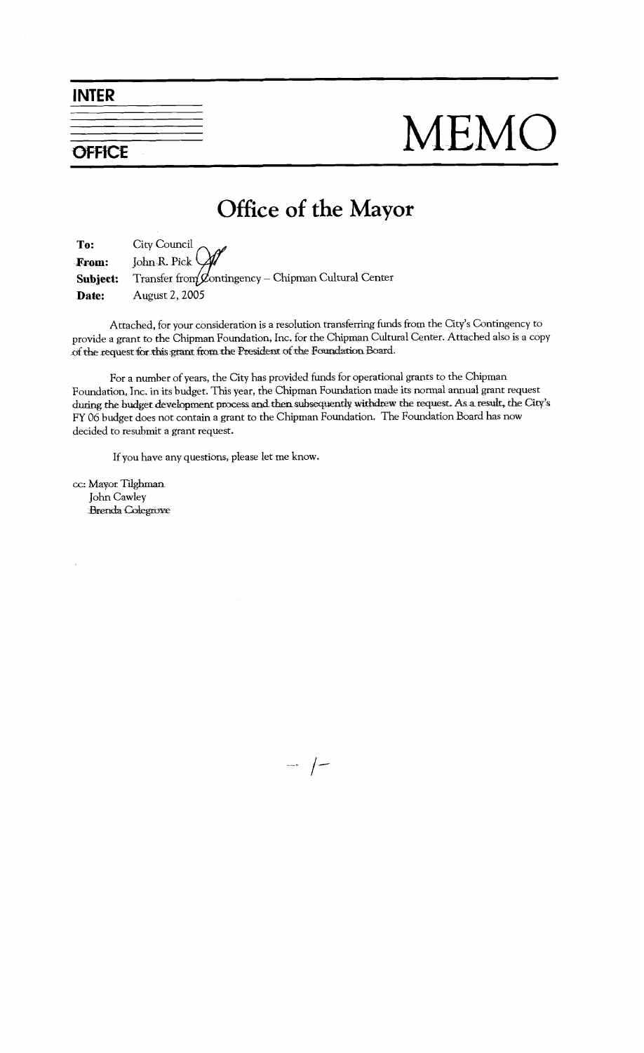**INTER**

**OFFICE**

# MEMO

## Office of the Mayor

**To:** City Council
**From:** John R. Pick
**Subject:** Transfer from Contingency – Chipman Cultural Center
**Date:** August 2, 2005

Attached, for your consideration is a resolution transferring funds from the City's Contingency to provide a grant to the Chipman Foundation, Inc. for the Chipman Cultural Center. Attached also is a copy of the request for this grant from the President of the Foundation Board.

For a number of years, the City has provided funds for operational grants to the Chipman Foundation, Inc. in its budget. This year, the Chipman Foundation made its normal annual grant request during the budget development process and then subsequently withdrew the request. As a result, the City's FY 06 budget does not contain a grant to the Chipman Foundation. The Foundation Board has now decided to resubmit a grant request.

If you have any questions, please let me know.

cc: Mayor Tilghman
John Cawley
Brenda Colegrove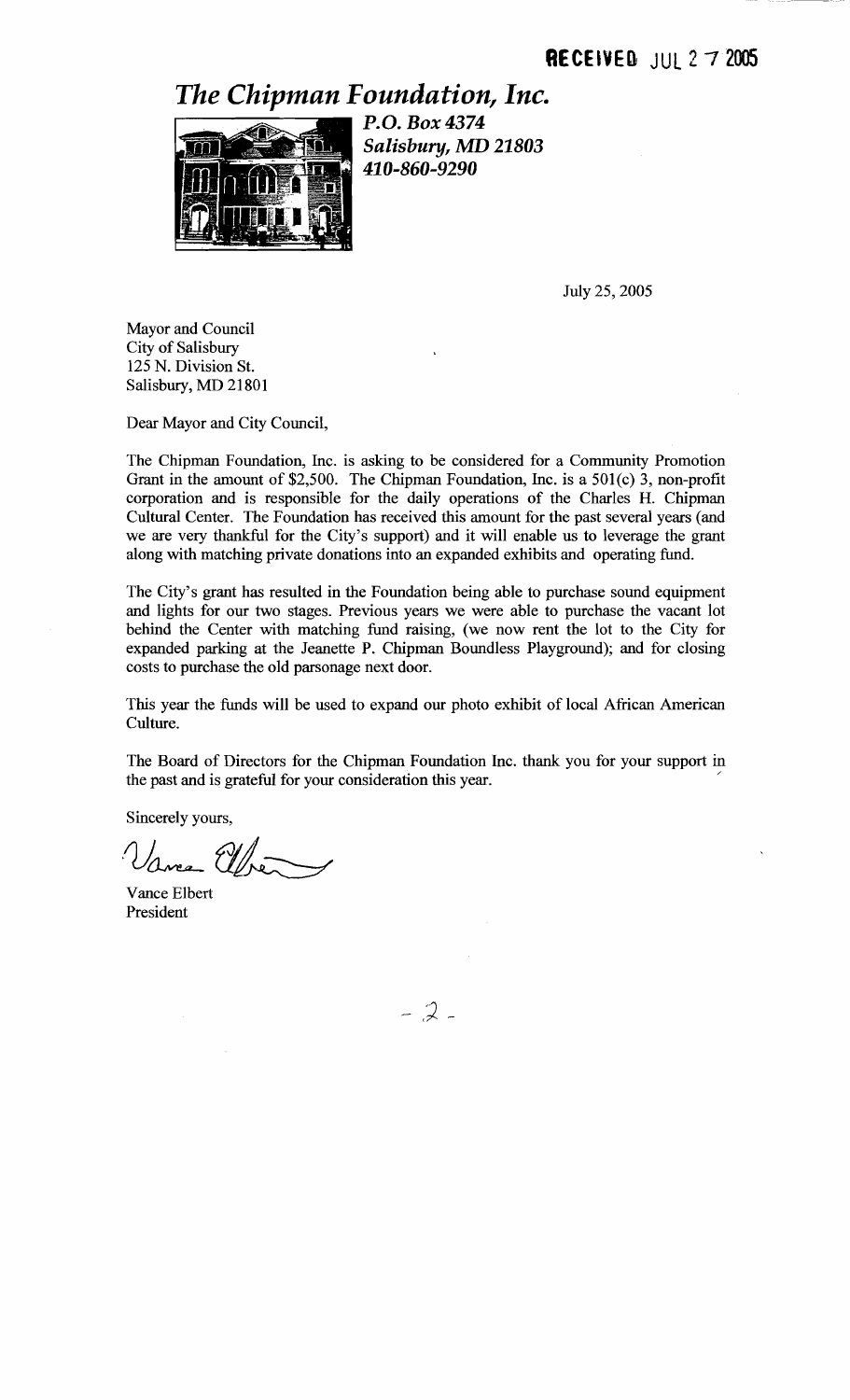RECEIVED JUL 27 2005

# *The Chipman Foundation, Inc.*

***P.O. Box 4374***
***Salisbury, MD 21803***
***410-860-9290***

July 25, 2005

Mayor and Council
City of Salisbury
125 N. Division St.
Salisbury, MD 21801

Dear Mayor and City Council,

The Chipman Foundation, Inc. is asking to be considered for a Community Promotion Grant in the amount of $2,500. The Chipman Foundation, Inc. is a 501(c) 3, non-profit corporation and is responsible for the daily operations of the Charles H. Chipman Cultural Center. The Foundation has received this amount for the past several years (and we are very thankful for the City's support) and it will enable us to leverage the grant along with matching private donations into an expanded exhibits and operating fund.

The City's grant has resulted in the Foundation being able to purchase sound equipment and lights for our two stages. Previous years we were able to purchase the vacant lot behind the Center with matching fund raising, (we now rent the lot to the City for expanded parking at the Jeanette P. Chipman Boundless Playground); and for closing costs to purchase the old parsonage next door.

This year the funds will be used to expand our photo exhibit of local African American Culture.

The Board of Directors for the Chipman Foundation Inc. thank you for your support in the past and is grateful for your consideration this year.

Sincerely yours,

Vance Elbert
President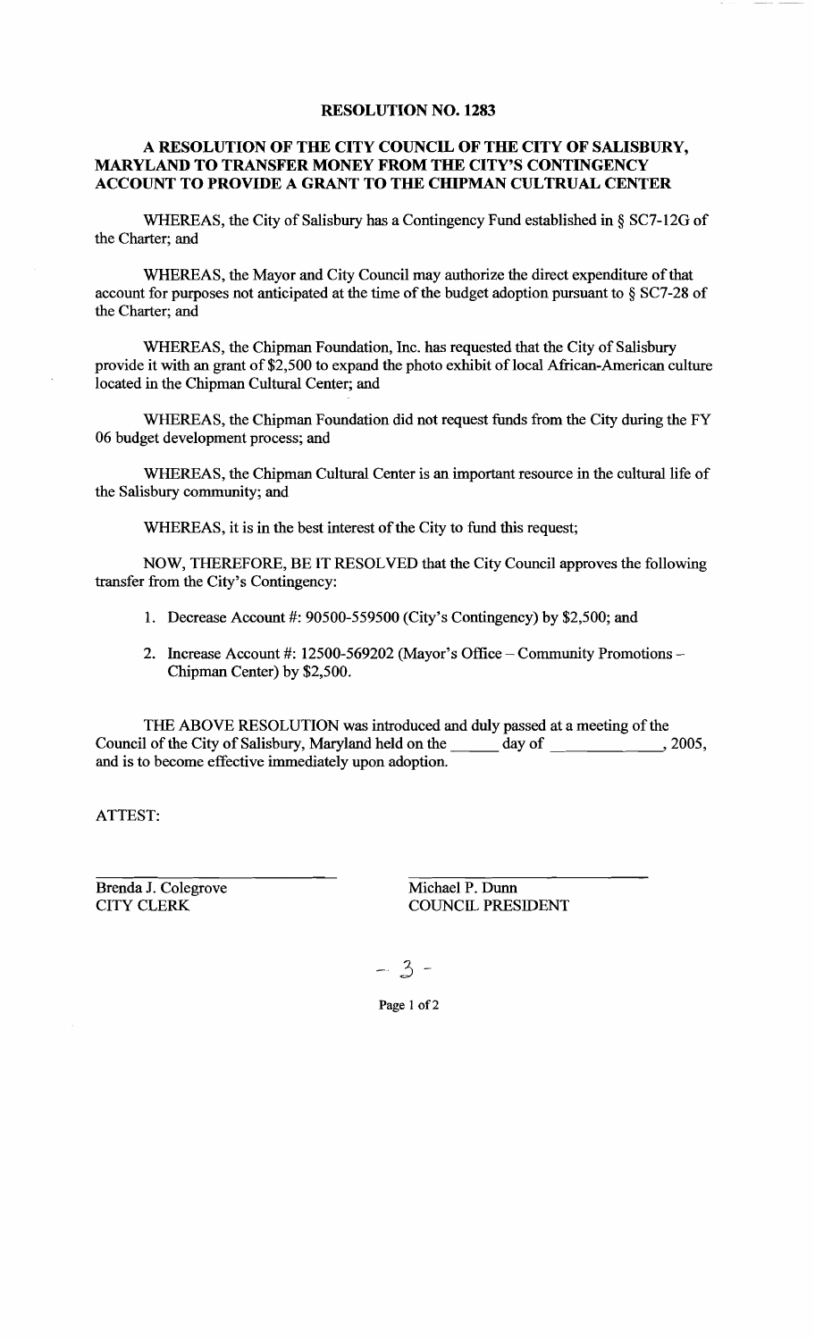**RESOLUTION NO. 1283**

**A RESOLUTION OF THE CITY COUNCIL OF THE CITY OF SALISBURY, MARYLAND TO TRANSFER MONEY FROM THE CITY'S CONTINGENCY ACCOUNT TO PROVIDE A GRANT TO THE CHIPMAN CULTRUAL CENTER**

WHEREAS, the City of Salisbury has a Contingency Fund established in § SC7-12G of the Charter; and

WHEREAS, the Mayor and City Council may authorize the direct expenditure of that account for purposes not anticipated at the time of the budget adoption pursuant to § SC7-28 of the Charter; and

WHEREAS, the Chipman Foundation, Inc. has requested that the City of Salisbury provide it with an grant of $2,500 to expand the photo exhibit of local African-American culture located in the Chipman Cultural Center; and

WHEREAS, the Chipman Foundation did not request funds from the City during the FY 06 budget development process; and

WHEREAS, the Chipman Cultural Center is an important resource in the cultural life of the Salisbury community; and

WHEREAS, it is in the best interest of the City to fund this request;

NOW, THEREFORE, BE IT RESOLVED that the City Council approves the following transfer from the City's Contingency:

1. Decrease Account #: 90500-559500 (City's Contingency) by $2,500; and
2. Increase Account #: 12500-569202 (Mayor's Office – Community Promotions – Chipman Center) by $2,500.

THE ABOVE RESOLUTION was introduced and duly passed at a meeting of the Council of the City of Salisbury, Maryland held on the ______ day of ____________, 2005, and is to become effective immediately upon adoption.

ATTEST:

| | |
|---|---|
| Brenda J. Colegrove | Michael P. Dunn |
| CITY CLERK | COUNCIL PRESIDENT |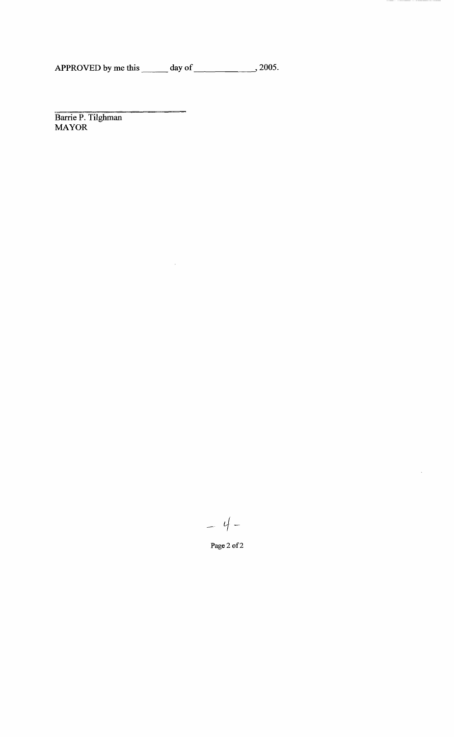APPROVED by me this ______ day of ____________, 2005.

______________________________
Barrie P. Tilghman
MAYOR